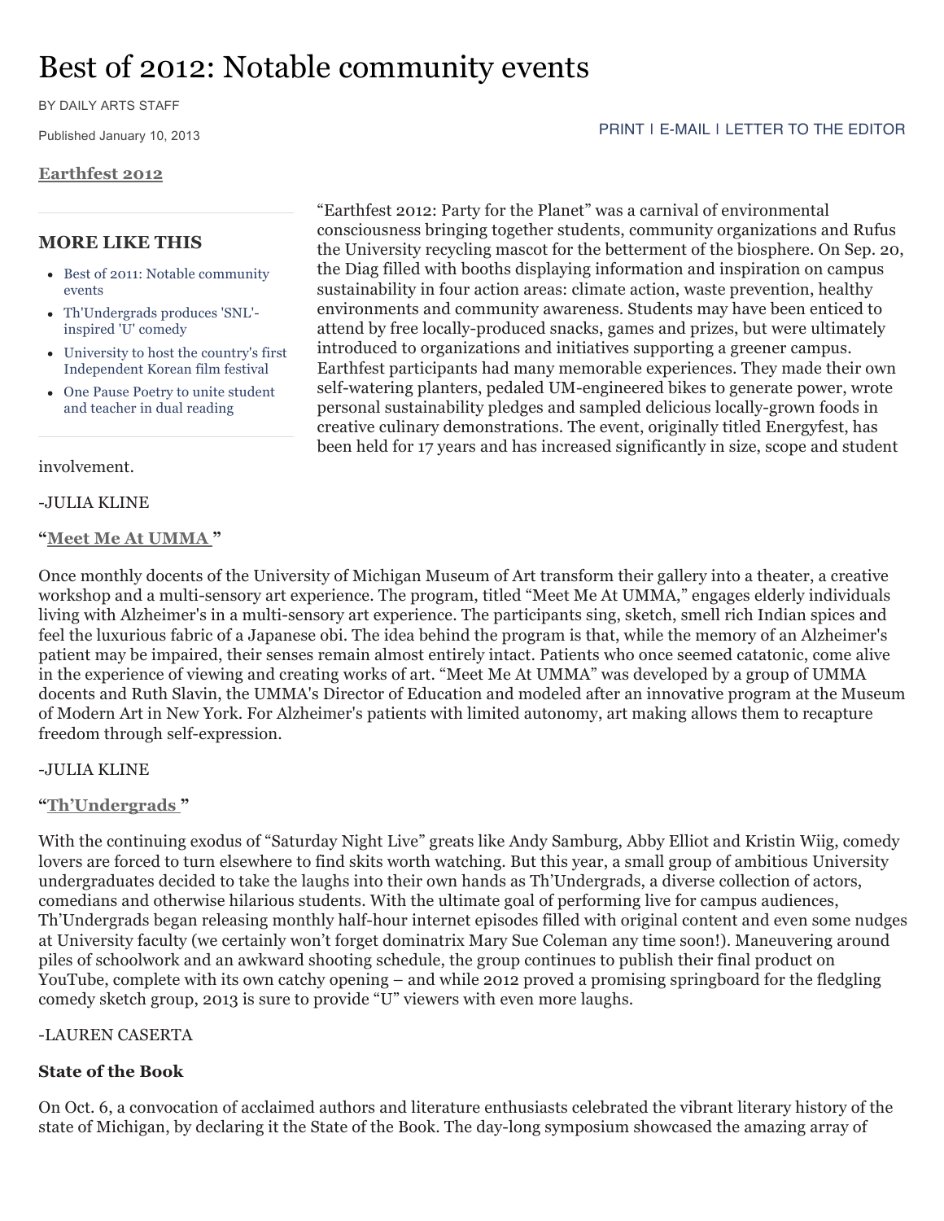# Best of 2012: Notable community events

BY DAILY ARTS STAFF

Published January 10, 2013

**Earthfest 2012**

“Earthfest 2012: Party for the Planet” was a carnival of environmental consciousness bringing together students, community organizations and Rufus the University recycling mascot for the betterment of the biosphere. On Sep. 20, the Diag filled with booths displaying information and inspiration on campus sustainability in four action areas: climate action, waste prevention, healthy environments and community awareness. Students may have been enticed to attend by free locally-produced snacks, games and prizes, but were ultimately introduced to organizations and initiatives supporting a greener campus. Earthfest participants had many memorable experiences. They made their own self-watering planters, pedaled UM-engineered bikes to generate power, wrote personal sustainability pledges and sampled delicious locally-grown foods in creative culinary demonstrations. The event, originally titled Energyfest, has been held for 17 years and has increased significantly in size, scope and student involvement.

-JULIA KLINE

**MORE LIKE THIS**

- Best of 2011: Notable community events
- Th'Undergrads produces 'SNL'-inspired 'U' comedy
- University to host the country's first Independent Korean film festival
- One Pause Poetry to unite student and teacher in dual reading

**“Meet Me At UMMA ”**

Once monthly docents of the University of Michigan Museum of Art transform their gallery into a theater, a creative workshop and a multi-sensory art experience. The program, titled “Meet Me At UMMA,” engages elderly individuals living with Alzheimer's in a multi-sensory art experience. The participants sing, sketch, smell rich Indian spices and feel the luxurious fabric of a Japanese obi. The idea behind the program is that, while the memory of an Alzheimer's patient may be impaired, their senses remain almost entirely intact. Patients who once seemed catatonic, come alive in the experience of viewing and creating works of art. “Meet Me At UMMA” was developed by a group of UMMA docents and Ruth Slavin, the UMMA's Director of Education and modeled after an innovative program at the Museum of Modern Art in New York. For Alzheimer's patients with limited autonomy, art making allows them to recapture freedom through self-expression.

-JULIA KLINE

**“Th’Undergrads ”**

With the continuing exodus of “Saturday Night Live” greats like Andy Samburg, Abby Elliot and Kristin Wiig, comedy lovers are forced to turn elsewhere to find skits worth watching. But this year, a small group of ambitious University undergraduates decided to take the laughs into their own hands as Th’Undergrads, a diverse collection of actors, comedians and otherwise hilarious students. With the ultimate goal of performing live for campus audiences, Th’Undergrads began releasing monthly half-hour internet episodes filled with original content and even some nudges at University faculty (we certainly won’t forget dominatrix Mary Sue Coleman any time soon!). Maneuvering around piles of schoolwork and an awkward shooting schedule, the group continues to publish their final product on YouTube, complete with its own catchy opening – and while 2012 proved a promising springboard for the fledgling comedy sketch group, 2013 is sure to provide “U” viewers with even more laughs.

-LAUREN CASERTA

**State of the Book**

On Oct. 6, a convocation of acclaimed authors and literature enthusiasts celebrated the vibrant literary history of the state of Michigan, by declaring it the State of the Book. The day-long symposium showcased the amazing array of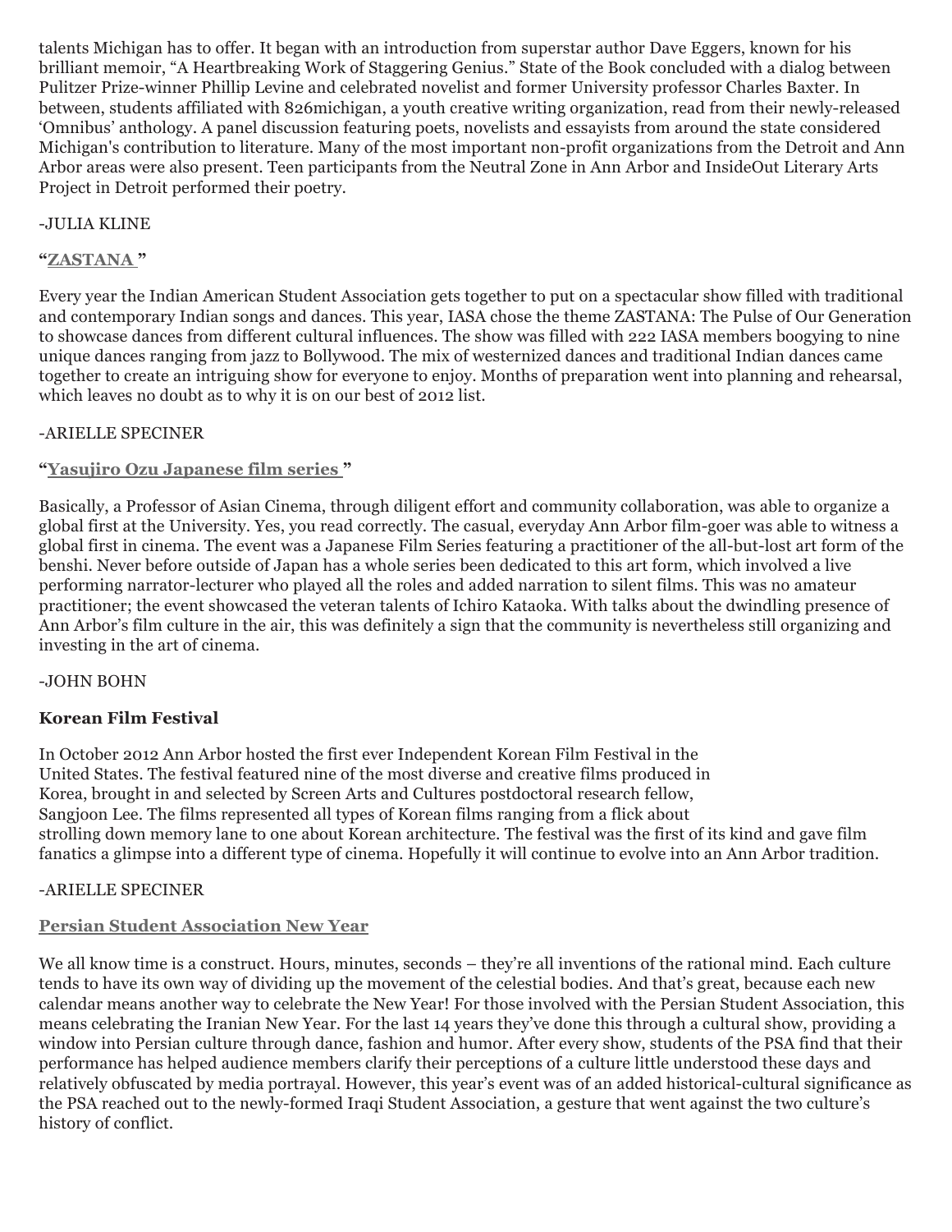talents Michigan has to offer. It began with an introduction from superstar author Dave Eggers, known for his brilliant memoir, "A Heartbreaking Work of Staggering Genius." State of the Book concluded with a dialog between Pulitzer Prize-winner Phillip Levine and celebrated novelist and former University professor Charles Baxter. In between, students affiliated with 826michigan, a youth creative writing organization, read from their newly-released 'Omnibus' anthology. A panel discussion featuring poets, novelists and essayists from around the state considered Michigan's contribution to literature. Many of the most important non-profit organizations from the Detroit and Ann Arbor areas were also present. Teen participants from the Neutral Zone in Ann Arbor and InsideOut Literary Arts Project in Detroit performed their poetry.

-JULIA KLINE

### "ZASTANA "

Every year the Indian American Student Association gets together to put on a spectacular show filled with traditional and contemporary Indian songs and dances. This year, IASA chose the theme ZASTANA: The Pulse of Our Generation to showcase dances from different cultural influences. The show was filled with 222 IASA members boogying to nine unique dances ranging from jazz to Bollywood. The mix of westernized dances and traditional Indian dances came together to create an intriguing show for everyone to enjoy. Months of preparation went into planning and rehearsal, which leaves no doubt as to why it is on our best of 2012 list.

-ARIELLE SPECINER

### "Yasujiro Ozu Japanese film series "

Basically, a Professor of Asian Cinema, through diligent effort and community collaboration, was able to organize a global first at the University. Yes, you read correctly. The casual, everyday Ann Arbor film-goer was able to witness a global first in cinema. The event was a Japanese Film Series featuring a practitioner of the all-but-lost art form of the benshi. Never before outside of Japan has a whole series been dedicated to this art form, which involved a live performing narrator-lecturer who played all the roles and added narration to silent films. This was no amateur practitioner; the event showcased the veteran talents of Ichiro Kataoka. With talks about the dwindling presence of Ann Arbor's film culture in the air, this was definitely a sign that the community is nevertheless still organizing and investing in the art of cinema.

-JOHN BOHN

### Korean Film Festival

In October 2012 Ann Arbor hosted the first ever Independent Korean Film Festival in the United States. The festival featured nine of the most diverse and creative films produced in Korea, brought in and selected by Screen Arts and Cultures postdoctoral research fellow, Sangjoon Lee. The films represented all types of Korean films ranging from a flick about strolling down memory lane to one about Korean architecture. The festival was the first of its kind and gave film fanatics a glimpse into a different type of cinema. Hopefully it will continue to evolve into an Ann Arbor tradition.

-ARIELLE SPECINER

### Persian Student Association New Year

We all know time is a construct. Hours, minutes, seconds – they're all inventions of the rational mind. Each culture tends to have its own way of dividing up the movement of the celestial bodies. And that's great, because each new calendar means another way to celebrate the New Year! For those involved with the Persian Student Association, this means celebrating the Iranian New Year. For the last 14 years they've done this through a cultural show, providing a window into Persian culture through dance, fashion and humor. After every show, students of the PSA find that their performance has helped audience members clarify their perceptions of a culture little understood these days and relatively obfuscated by media portrayal. However, this year's event was of an added historical-cultural significance as the PSA reached out to the newly-formed Iraqi Student Association, a gesture that went against the two culture's history of conflict.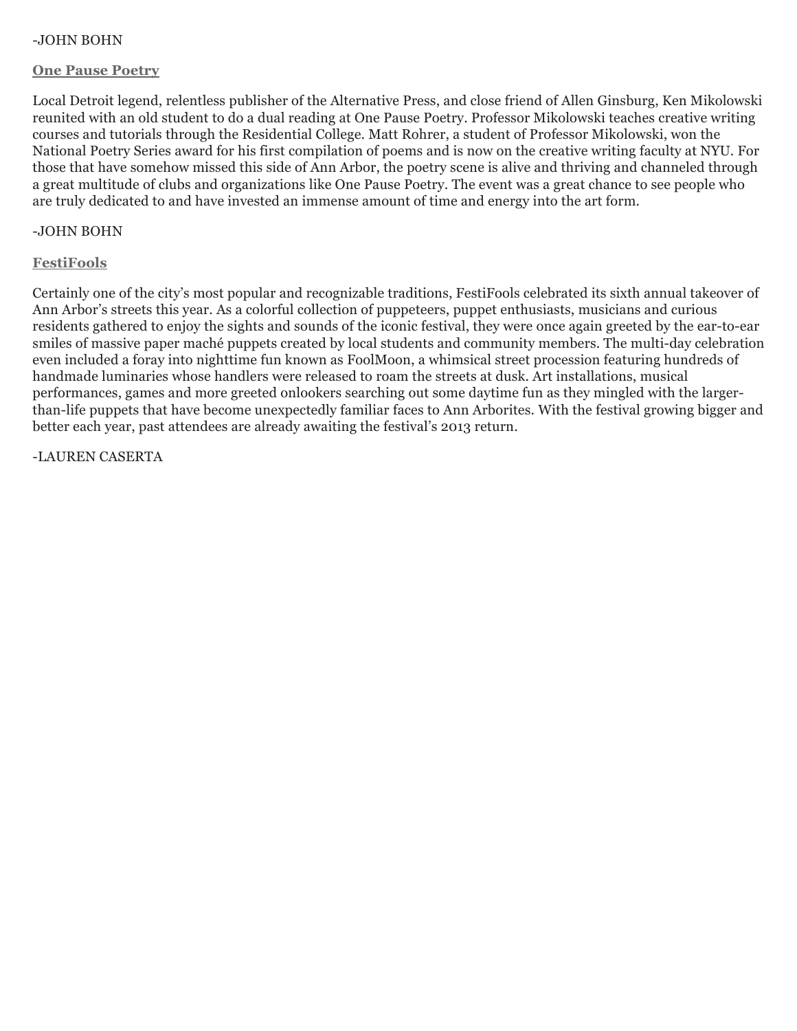-JOHN BOHN

### One Pause Poetry

Local Detroit legend, relentless publisher of the Alternative Press, and close friend of Allen Ginsburg, Ken Mikolowski reunited with an old student to do a dual reading at One Pause Poetry. Professor Mikolowski teaches creative writing courses and tutorials through the Residential College. Matt Rohrer, a student of Professor Mikolowski, won the National Poetry Series award for his first compilation of poems and is now on the creative writing faculty at NYU. For those that have somehow missed this side of Ann Arbor, the poetry scene is alive and thriving and channeled through a great multitude of clubs and organizations like One Pause Poetry. The event was a great chance to see people who are truly dedicated to and have invested an immense amount of time and energy into the art form.

-JOHN BOHN

### FestiFools

Certainly one of the city's most popular and recognizable traditions, FestiFools celebrated its sixth annual takeover of Ann Arbor's streets this year. As a colorful collection of puppeteers, puppet enthusiasts, musicians and curious residents gathered to enjoy the sights and sounds of the iconic festival, they were once again greeted by the ear-to-ear smiles of massive paper maché puppets created by local students and community members. The multi-day celebration even included a foray into nighttime fun known as FoolMoon, a whimsical street procession featuring hundreds of handmade luminaries whose handlers were released to roam the streets at dusk. Art installations, musical performances, games and more greeted onlookers searching out some daytime fun as they mingled with the larger-than-life puppets that have become unexpectedly familiar faces to Ann Arborites. With the festival growing bigger and better each year, past attendees are already awaiting the festival's 2013 return.

-LAUREN CASERTA